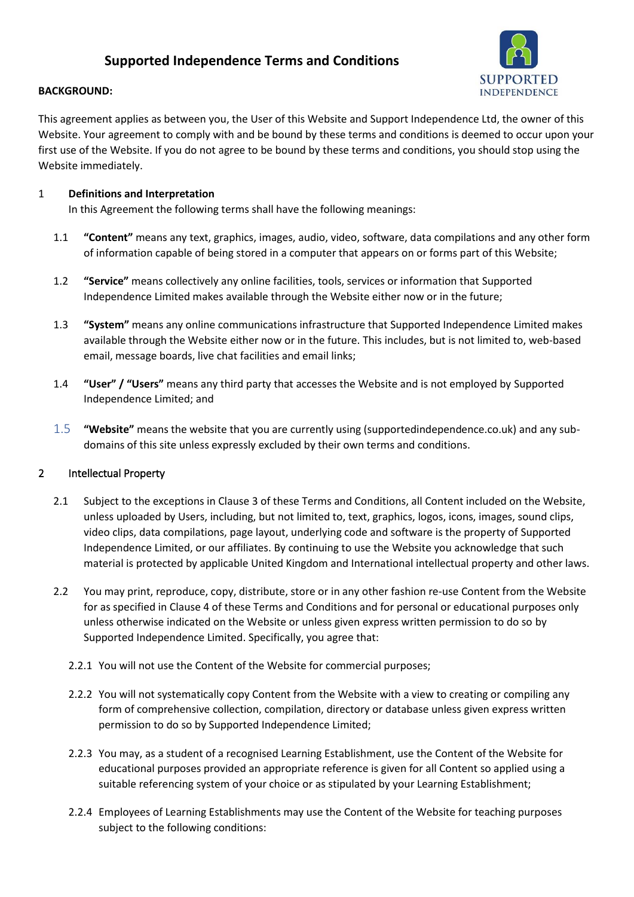# Supported Independence Terms and Conditions

**BACKGROUND:**

This agreement applies as between you, the User of this Website and Support Independence Ltd, the owner of this Website. Your agreement to comply with and be bound by these terms and conditions is deemed to occur upon your first use of the Website. If you do not agree to be bound by these terms and conditions, you should stop using the Website immediately.

1 **Definitions and Interpretation**

In this Agreement the following terms shall have the following meanings:

1.1 **"Content"** means any text, graphics, images, audio, video, software, data compilations and any other form of information capable of being stored in a computer that appears on or forms part of this Website;

1.2 **"Service"** means collectively any online facilities, tools, services or information that Supported Independence Limited makes available through the Website either now or in the future;

1.3 **"System"** means any online communications infrastructure that Supported Independence Limited makes available through the Website either now or in the future. This includes, but is not limited to, web-based email, message boards, live chat facilities and email links;

1.4 **"User" / "Users"** means any third party that accesses the Website and is not employed by Supported Independence Limited; and

1.5 **"Website"** means the website that you are currently using (supportedindependence.co.uk) and any sub-domains of this site unless expressly excluded by their own terms and conditions.

2 Intellectual Property

2.1 Subject to the exceptions in Clause 3 of these Terms and Conditions, all Content included on the Website, unless uploaded by Users, including, but not limited to, text, graphics, logos, icons, images, sound clips, video clips, data compilations, page layout, underlying code and software is the property of Supported Independence Limited, or our affiliates. By continuing to use the Website you acknowledge that such material is protected by applicable United Kingdom and International intellectual property and other laws.

2.2 You may print, reproduce, copy, distribute, store or in any other fashion re-use Content from the Website for as specified in Clause 4 of these Terms and Conditions and for personal or educational purposes only unless otherwise indicated on the Website or unless given express written permission to do so by Supported Independence Limited. Specifically, you agree that:

2.2.1 You will not use the Content of the Website for commercial purposes;

2.2.2 You will not systematically copy Content from the Website with a view to creating or compiling any form of comprehensive collection, compilation, directory or database unless given express written permission to do so by Supported Independence Limited;

2.2.3 You may, as a student of a recognised Learning Establishment, use the Content of the Website for educational purposes provided an appropriate reference is given for all Content so applied using a suitable referencing system of your choice or as stipulated by your Learning Establishment;

2.2.4 Employees of Learning Establishments may use the Content of the Website for teaching purposes subject to the following conditions: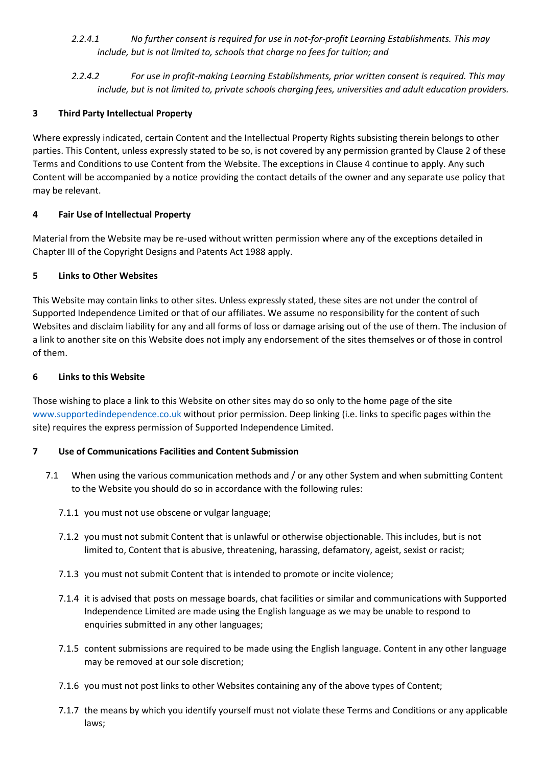*2.2.4.1 No further consent is required for use in not-for-profit Learning Establishments. This may include, but is not limited to, schools that charge no fees for tuition; and*

*2.2.4.2 For use in profit-making Learning Establishments, prior written consent is required. This may include, but is not limited to, private schools charging fees, universities and adult education providers.*

## 3 Third Party Intellectual Property

Where expressly indicated, certain Content and the Intellectual Property Rights subsisting therein belongs to other parties. This Content, unless expressly stated to be so, is not covered by any permission granted by Clause 2 of these Terms and Conditions to use Content from the Website. The exceptions in Clause 4 continue to apply. Any such Content will be accompanied by a notice providing the contact details of the owner and any separate use policy that may be relevant.

## 4 Fair Use of Intellectual Property

Material from the Website may be re-used without written permission where any of the exceptions detailed in Chapter III of the Copyright Designs and Patents Act 1988 apply.

## 5 Links to Other Websites

This Website may contain links to other sites. Unless expressly stated, these sites are not under the control of Supported Independence Limited or that of our affiliates. We assume no responsibility for the content of such Websites and disclaim liability for any and all forms of loss or damage arising out of the use of them. The inclusion of a link to another site on this Website does not imply any endorsement of the sites themselves or of those in control of them.

## 6 Links to this Website

Those wishing to place a link to this Website on other sites may do so only to the home page of the site www.supportedindependence.co.uk without prior permission. Deep linking (i.e. links to specific pages within the site) requires the express permission of Supported Independence Limited.

## 7 Use of Communications Facilities and Content Submission

7.1 When using the various communication methods and / or any other System and when submitting Content to the Website you should do so in accordance with the following rules:

7.1.1 you must not use obscene or vulgar language;

7.1.2 you must not submit Content that is unlawful or otherwise objectionable. This includes, but is not limited to, Content that is abusive, threatening, harassing, defamatory, ageist, sexist or racist;

7.1.3 you must not submit Content that is intended to promote or incite violence;

7.1.4 it is advised that posts on message boards, chat facilities or similar and communications with Supported Independence Limited are made using the English language as we may be unable to respond to enquiries submitted in any other languages;

7.1.5 content submissions are required to be made using the English language. Content in any other language may be removed at our sole discretion;

7.1.6 you must not post links to other Websites containing any of the above types of Content;

7.1.7 the means by which you identify yourself must not violate these Terms and Conditions or any applicable laws;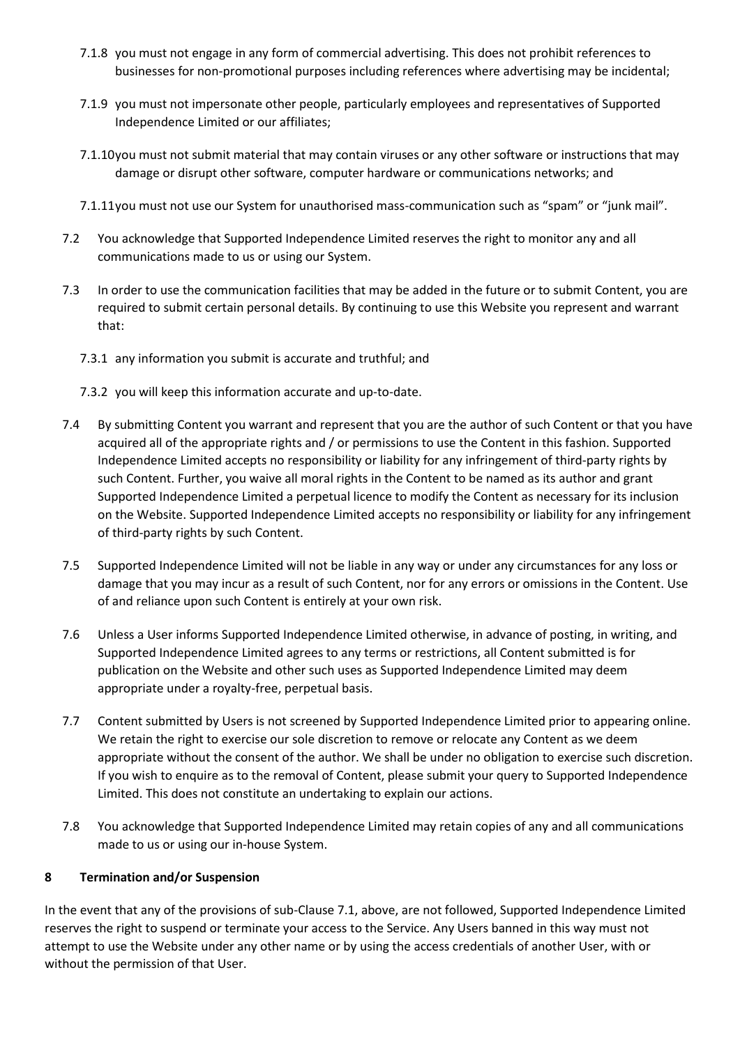7.1.8 you must not engage in any form of commercial advertising. This does not prohibit references to businesses for non-promotional purposes including references where advertising may be incidental;

7.1.9 you must not impersonate other people, particularly employees and representatives of Supported Independence Limited or our affiliates;

7.1.10 you must not submit material that may contain viruses or any other software or instructions that may damage or disrupt other software, computer hardware or communications networks; and

7.1.11 you must not use our System for unauthorised mass-communication such as "spam" or "junk mail".

7.2 You acknowledge that Supported Independence Limited reserves the right to monitor any and all communications made to us or using our System.

7.3 In order to use the communication facilities that may be added in the future or to submit Content, you are required to submit certain personal details. By continuing to use this Website you represent and warrant that:

7.3.1 any information you submit is accurate and truthful; and

7.3.2 you will keep this information accurate and up-to-date.

7.4 By submitting Content you warrant and represent that you are the author of such Content or that you have acquired all of the appropriate rights and / or permissions to use the Content in this fashion. Supported Independence Limited accepts no responsibility or liability for any infringement of third-party rights by such Content. Further, you waive all moral rights in the Content to be named as its author and grant Supported Independence Limited a perpetual licence to modify the Content as necessary for its inclusion on the Website. Supported Independence Limited accepts no responsibility or liability for any infringement of third-party rights by such Content.

7.5 Supported Independence Limited will not be liable in any way or under any circumstances for any loss or damage that you may incur as a result of such Content, nor for any errors or omissions in the Content. Use of and reliance upon such Content is entirely at your own risk.

7.6 Unless a User informs Supported Independence Limited otherwise, in advance of posting, in writing, and Supported Independence Limited agrees to any terms or restrictions, all Content submitted is for publication on the Website and other such uses as Supported Independence Limited may deem appropriate under a royalty-free, perpetual basis.

7.7 Content submitted by Users is not screened by Supported Independence Limited prior to appearing online. We retain the right to exercise our sole discretion to remove or relocate any Content as we deem appropriate without the consent of the author. We shall be under no obligation to exercise such discretion. If you wish to enquire as to the removal of Content, please submit your query to Supported Independence Limited. This does not constitute an undertaking to explain our actions.

7.8 You acknowledge that Supported Independence Limited may retain copies of any and all communications made to us or using our in-house System.

## 8 Termination and/or Suspension

In the event that any of the provisions of sub-Clause 7.1, above, are not followed, Supported Independence Limited reserves the right to suspend or terminate your access to the Service. Any Users banned in this way must not attempt to use the Website under any other name or by using the access credentials of another User, with or without the permission of that User.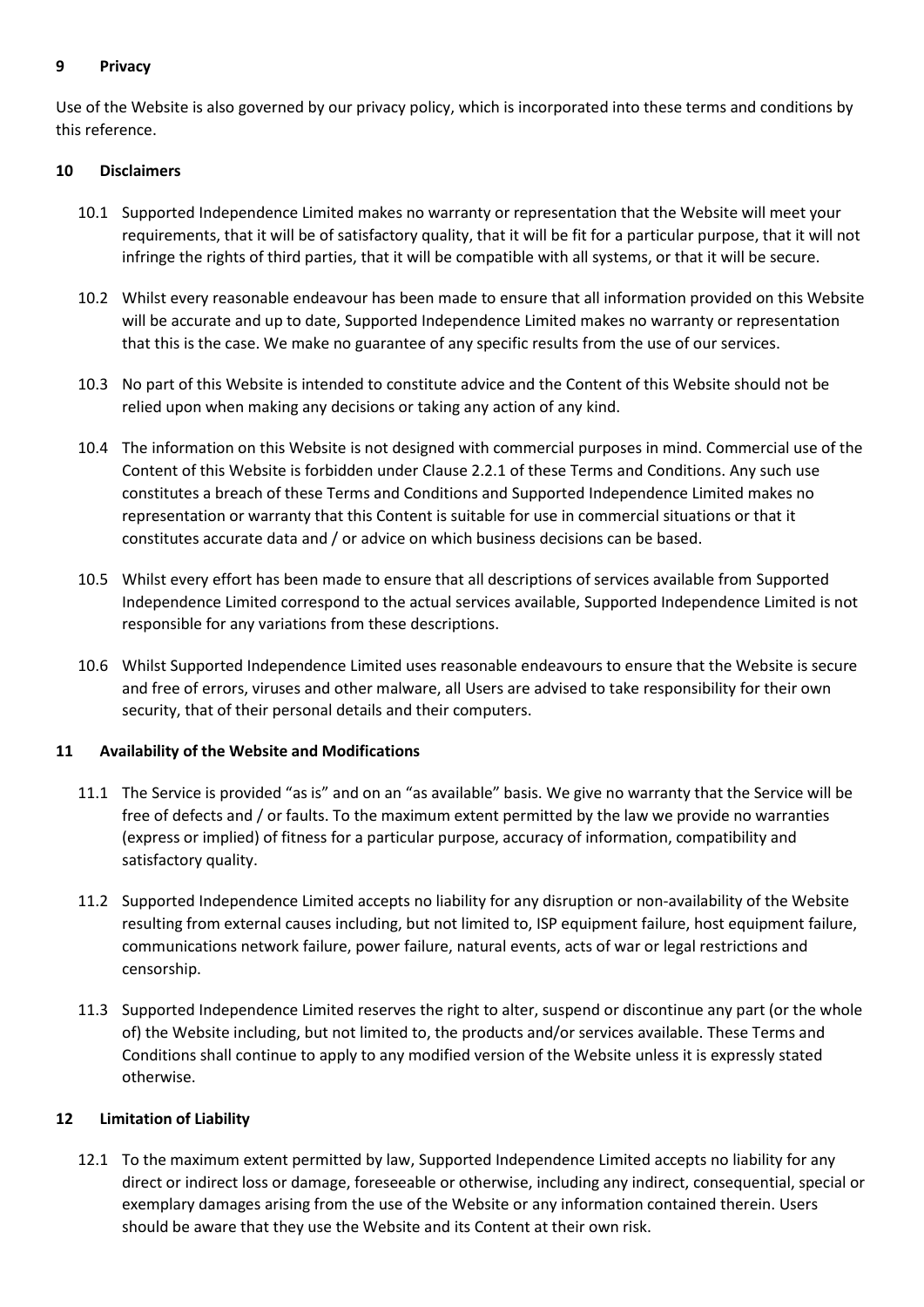## 9 Privacy

Use of the Website is also governed by our privacy policy, which is incorporated into these terms and conditions by this reference.

## 10 Disclaimers

10.1 Supported Independence Limited makes no warranty or representation that the Website will meet your requirements, that it will be of satisfactory quality, that it will be fit for a particular purpose, that it will not infringe the rights of third parties, that it will be compatible with all systems, or that it will be secure.

10.2 Whilst every reasonable endeavour has been made to ensure that all information provided on this Website will be accurate and up to date, Supported Independence Limited makes no warranty or representation that this is the case. We make no guarantee of any specific results from the use of our services.

10.3 No part of this Website is intended to constitute advice and the Content of this Website should not be relied upon when making any decisions or taking any action of any kind.

10.4 The information on this Website is not designed with commercial purposes in mind. Commercial use of the Content of this Website is forbidden under Clause 2.2.1 of these Terms and Conditions. Any such use constitutes a breach of these Terms and Conditions and Supported Independence Limited makes no representation or warranty that this Content is suitable for use in commercial situations or that it constitutes accurate data and / or advice on which business decisions can be based.

10.5 Whilst every effort has been made to ensure that all descriptions of services available from Supported Independence Limited correspond to the actual services available, Supported Independence Limited is not responsible for any variations from these descriptions.

10.6 Whilst Supported Independence Limited uses reasonable endeavours to ensure that the Website is secure and free of errors, viruses and other malware, all Users are advised to take responsibility for their own security, that of their personal details and their computers.

## 11 Availability of the Website and Modifications

11.1 The Service is provided "as is" and on an "as available" basis. We give no warranty that the Service will be free of defects and / or faults. To the maximum extent permitted by the law we provide no warranties (express or implied) of fitness for a particular purpose, accuracy of information, compatibility and satisfactory quality.

11.2 Supported Independence Limited accepts no liability for any disruption or non-availability of the Website resulting from external causes including, but not limited to, ISP equipment failure, host equipment failure, communications network failure, power failure, natural events, acts of war or legal restrictions and censorship.

11.3 Supported Independence Limited reserves the right to alter, suspend or discontinue any part (or the whole of) the Website including, but not limited to, the products and/or services available. These Terms and Conditions shall continue to apply to any modified version of the Website unless it is expressly stated otherwise.

## 12 Limitation of Liability

12.1 To the maximum extent permitted by law, Supported Independence Limited accepts no liability for any direct or indirect loss or damage, foreseeable or otherwise, including any indirect, consequential, special or exemplary damages arising from the use of the Website or any information contained therein. Users should be aware that they use the Website and its Content at their own risk.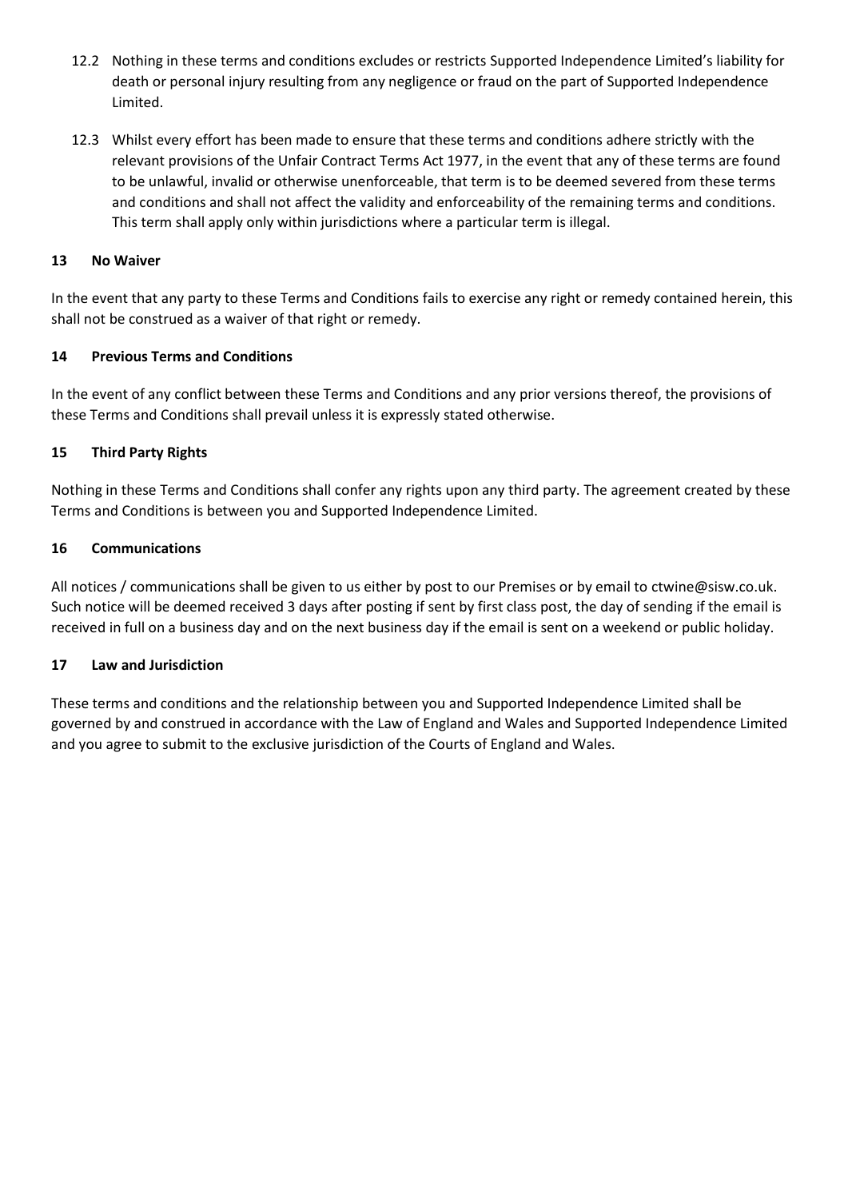12.2 Nothing in these terms and conditions excludes or restricts Supported Independence Limited's liability for death or personal injury resulting from any negligence or fraud on the part of Supported Independence Limited.

12.3 Whilst every effort has been made to ensure that these terms and conditions adhere strictly with the relevant provisions of the Unfair Contract Terms Act 1977, in the event that any of these terms are found to be unlawful, invalid or otherwise unenforceable, that term is to be deemed severed from these terms and conditions and shall not affect the validity and enforceability of the remaining terms and conditions. This term shall apply only within jurisdictions where a particular term is illegal.

**13 No Waiver**

In the event that any party to these Terms and Conditions fails to exercise any right or remedy contained herein, this shall not be construed as a waiver of that right or remedy.

**14 Previous Terms and Conditions**

In the event of any conflict between these Terms and Conditions and any prior versions thereof, the provisions of these Terms and Conditions shall prevail unless it is expressly stated otherwise.

**15 Third Party Rights**

Nothing in these Terms and Conditions shall confer any rights upon any third party. The agreement created by these Terms and Conditions is between you and Supported Independence Limited.

**16 Communications**

All notices / communications shall be given to us either by post to our Premises or by email to ctwine@sisw.co.uk. Such notice will be deemed received 3 days after posting if sent by first class post, the day of sending if the email is received in full on a business day and on the next business day if the email is sent on a weekend or public holiday.

**17 Law and Jurisdiction**

These terms and conditions and the relationship between you and Supported Independence Limited shall be governed by and construed in accordance with the Law of England and Wales and Supported Independence Limited and you agree to submit to the exclusive jurisdiction of the Courts of England and Wales.